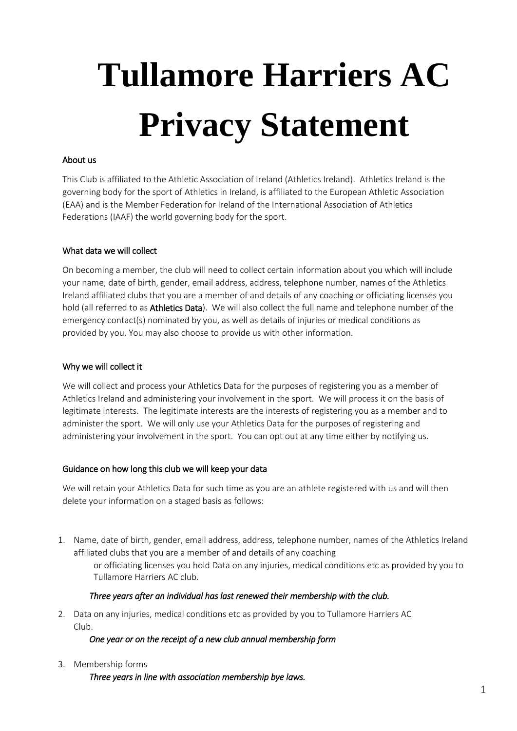# Tullamore Harriers AC Privacy Statement

## About us

This Club is affiliated to the Athletic Association of Ireland (Athletics Ireland). Athletics Ireland is the governing body for the sport of Athletics in Ireland, is affiliated to the European Athletic Association (EAA) and is the Member Federation for Ireland of the International Association of Athletics Federations (IAAF) the world governing body for the sport.

## What data we will collect

On becoming a member, the club will need to collect certain information about you which will include your name, date of birth, gender, email address, address, telephone number, names of the Athletics Ireland affiliated clubs that you are a member of and details of any coaching or officiating licenses you hold (all referred to as **Athletics Data**). We will also collect the full name and telephone number of the emergency contact(s) nominated by you, as well as details of injuries or medical conditions as provided by you. You may also choose to provide us with other information.

## Why we will collect it

We will collect and process your Athletics Data for the purposes of registering you as a member of Athletics Ireland and administering your involvement in the sport. We will process it on the basis of legitimate interests. The legitimate interests are the interests of registering you as a member and to administer the sport. We will only use your Athletics Data for the purposes of registering and administering your involvement in the sport. You can opt out at any time either by notifying us.

## Guidance on how long this club we will keep your data

We will retain your Athletics Data for such time as you are an athlete registered with us and will then delete your information on a staged basis as follows:

1. Name, date of birth, gender, email address, address, telephone number, names of the Athletics Ireland affiliated clubs that you are a member of and details of any coaching or officiating licenses you hold Data on any injuries, medical conditions etc as provided by you to Tullamore Harriers AC club.

   *Three years after an individual has last renewed their membership with the club.*

2. Data on any injuries, medical conditions etc as provided by you to Tullamore Harriers AC Club.

   *One year or on the receipt of a new club annual membership form*

3. Membership forms

   *Three years in line with association membership bye laws.*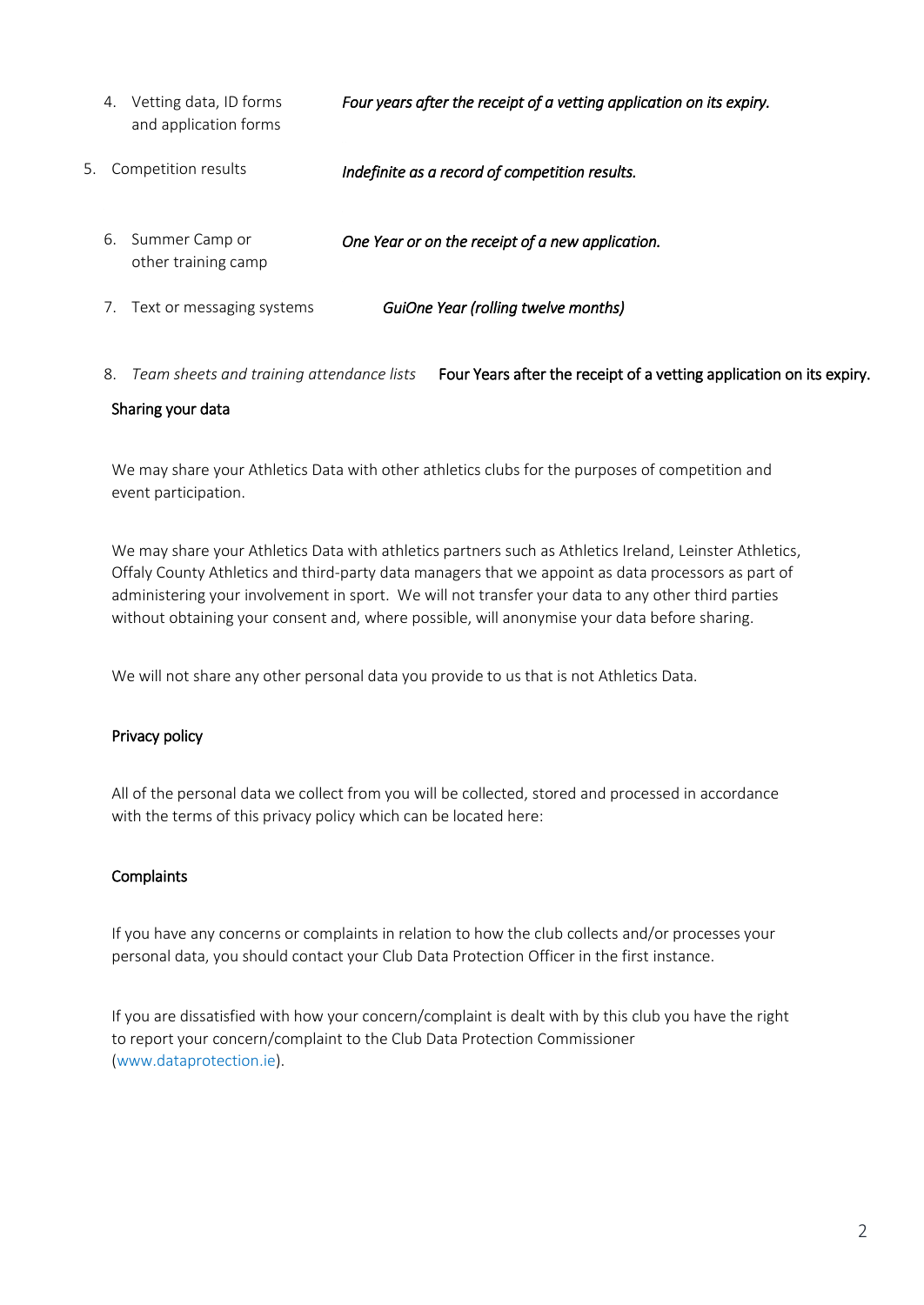4. Vetting data, ID forms and application forms — *Four years after the receipt of a vetting application on its expiry.*
5. Competition results — *Indefinite as a record of competition results.*
6. Summer Camp or other training camp — *One Year or on the receipt of a new application.*
7. Text or messaging systems — *GuiOne Year (rolling twelve months)*
8. *Team sheets and training attendance lists* — Four Years after the receipt of a vetting application on its expiry.

## Sharing your data

We may share your Athletics Data with other athletics clubs for the purposes of competition and event participation.

We may share your Athletics Data with athletics partners such as Athletics Ireland, Leinster Athletics, Offaly County Athletics and third-party data managers that we appoint as data processors as part of administering your involvement in sport. We will not transfer your data to any other third parties without obtaining your consent and, where possible, will anonymise your data before sharing.

We will not share any other personal data you provide to us that is not Athletics Data.

## Privacy policy

All of the personal data we collect from you will be collected, stored and processed in accordance with the terms of this privacy policy which can be located here:

## Complaints

If you have any concerns or complaints in relation to how the club collects and/or processes your personal data, you should contact your Club Data Protection Officer in the first instance.

If you are dissatisfied with how your concern/complaint is dealt with by this club you have the right to report your concern/complaint to the Club Data Protection Commissioner (www.dataprotection.ie).